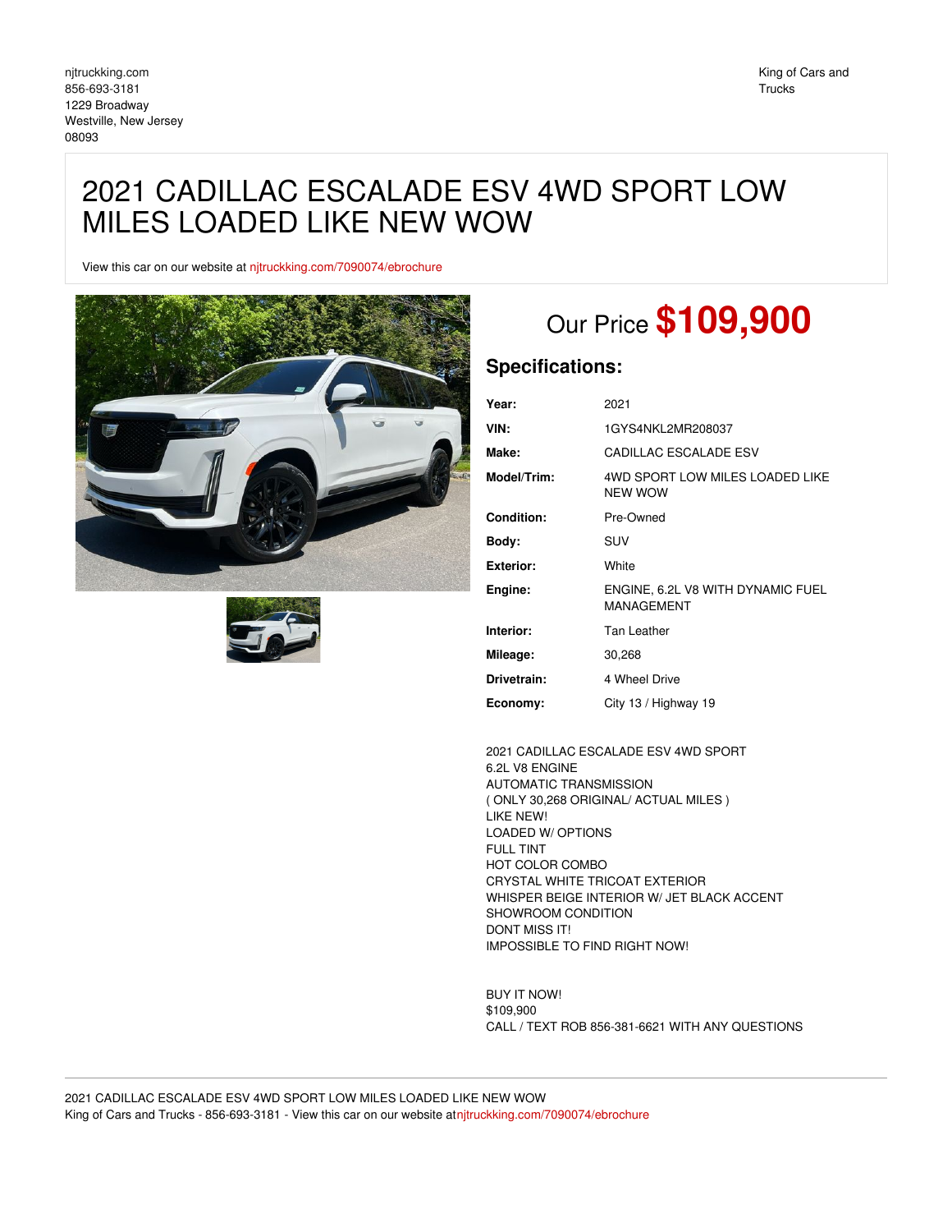njtruckking.com
856-693-3181
1229 Broadway
Westville, New Jersey
08093

King of Cars and Trucks

# 2021 CADILLAC ESCALADE ESV 4WD SPORT LOW MILES LOADED LIKE NEW WOW

View this car on our website at njtruckking.com/7090074/ebrochure

Our Price **$109,900**

## Specifications:

| | |
|---|---|
| **Year:** | 2021 |
| **VIN:** | 1GYS4NKL2MR208037 |
| **Make:** | CADILLAC ESCALADE ESV |
| **Model/Trim:** | 4WD SPORT LOW MILES LOADED LIKE NEW WOW |
| **Condition:** | Pre-Owned |
| **Body:** | SUV |
| **Exterior:** | White |
| **Engine:** | ENGINE, 6.2L V8 WITH DYNAMIC FUEL MANAGEMENT |
| **Interior:** | Tan Leather |
| **Mileage:** | 30,268 |
| **Drivetrain:** | 4 Wheel Drive |
| **Economy:** | City 13 / Highway 19 |

2021 CADILLAC ESCALADE ESV 4WD SPORT
6.2L V8 ENGINE
AUTOMATIC TRANSMISSION
( ONLY 30,268 ORIGINAL/ ACTUAL MILES )
LIKE NEW!
LOADED W/ OPTIONS
FULL TINT
HOT COLOR COMBO
CRYSTAL WHITE TRICOAT EXTERIOR
WHISPER BEIGE INTERIOR W/ JET BLACK ACCENT
SHOWROOM CONDITION
DONT MISS IT!
IMPOSSIBLE TO FIND RIGHT NOW!

BUY IT NOW!
$109,900
CALL / TEXT ROB 856-381-6621 WITH ANY QUESTIONS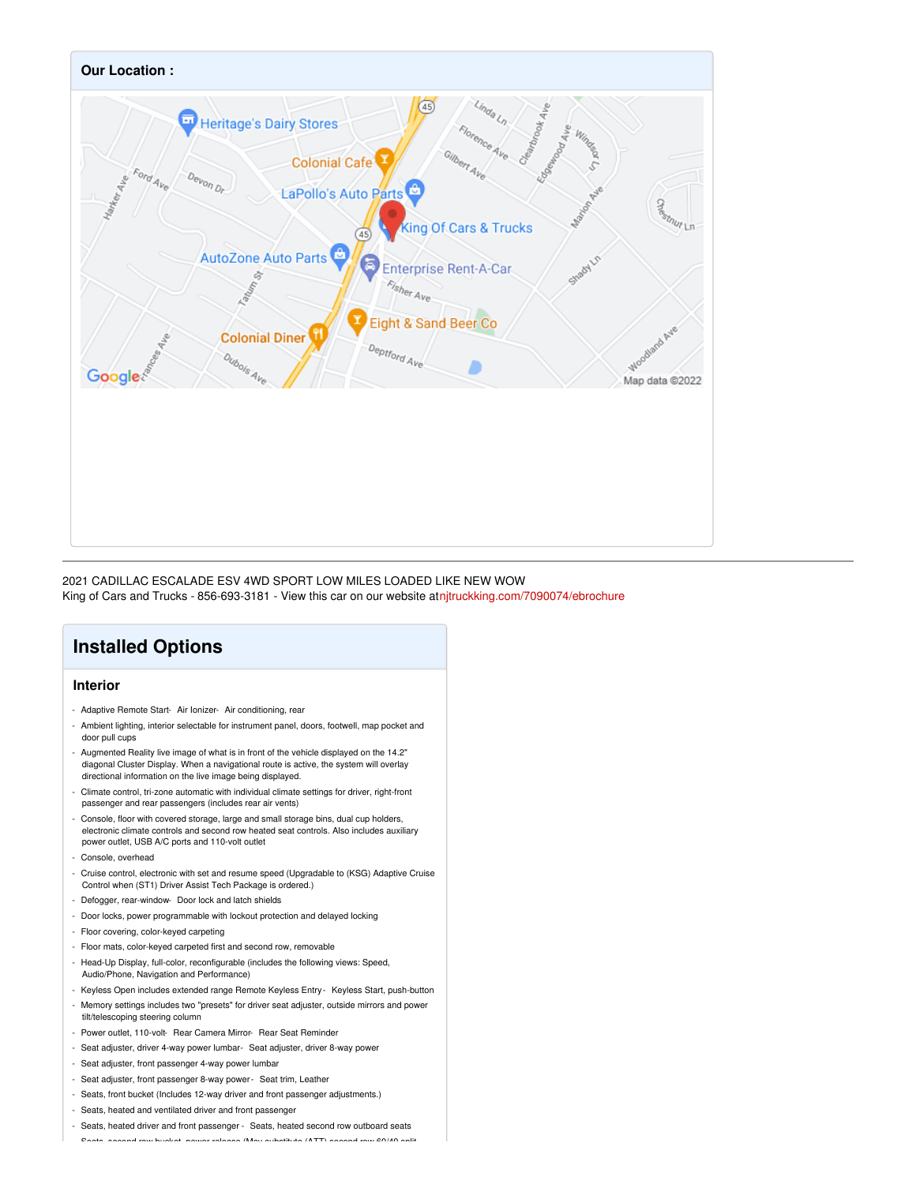## Our Location :

2021 CADILLAC ESCALADE ESV 4WD SPORT LOW MILES LOADED LIKE NEW WOW
King of Cars and Trucks - 856-693-3181 - View this car on our website atnjtruckking.com/7090074/ebrochure

# Installed Options

## Interior

- Adaptive Remote Start- Air Ionizer- Air conditioning, rear
- Ambient lighting, interior selectable for instrument panel, doors, footwell, map pocket and door pull cups
- Augmented Reality live image of what is in front of the vehicle displayed on the 14.2" diagonal Cluster Display. When a navigational route is active, the system will overlay directional information on the live image being displayed.
- Climate control, tri-zone automatic with individual climate settings for driver, right-front passenger and rear passengers (includes rear air vents)
- Console, floor with covered storage, large and small storage bins, dual cup holders, electronic climate controls and second row heated seat controls. Also includes auxiliary power outlet, USB A/C ports and 110-volt outlet
- Console, overhead
- Cruise control, electronic with set and resume speed (Upgradable to (KSG) Adaptive Cruise Control when (ST1) Driver Assist Tech Package is ordered.)
- Defogger, rear-window- Door lock and latch shields
- Door locks, power programmable with lockout protection and delayed locking
- Floor covering, color-keyed carpeting
- Floor mats, color-keyed carpeted first and second row, removable
- Head-Up Display, full-color, reconfigurable (includes the following views: Speed, Audio/Phone, Navigation and Performance)
- Keyless Open includes extended range Remote Keyless Entry- Keyless Start, push-button
- Memory settings includes two "presets" for driver seat adjuster, outside mirrors and power tilt/telescoping steering column
- Power outlet, 110-volt- Rear Camera Mirror- Rear Seat Reminder
- Seat adjuster, driver 4-way power lumbar- Seat adjuster, driver 8-way power
- Seat adjuster, front passenger 4-way power lumbar
- Seat adjuster, front passenger 8-way power- Seat trim, Leather
- Seats, front bucket (Includes 12-way driver and front passenger adjustments.)
- Seats, heated and ventilated driver and front passenger
- Seats, heated driver and front passenger- Seats, heated second row outboard seats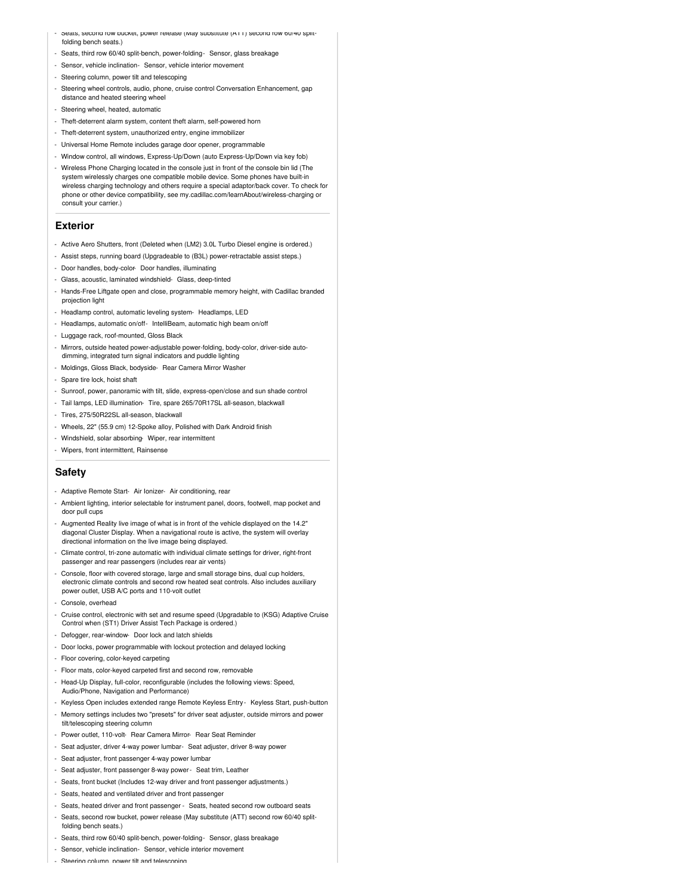- Seats, second row bucket, power release (May substitute (ATT) second row 60/40 split-folding bench seats.)
- Seats, third row 60/40 split-bench, power-folding - Sensor, glass breakage
- Sensor, vehicle inclination - Sensor, vehicle interior movement
- Steering column, power tilt and telescoping
- Steering wheel controls, audio, phone, cruise control Conversation Enhancement, gap distance and heated steering wheel
- Steering wheel, heated, automatic
- Theft-deterrent alarm system, content theft alarm, self-powered horn
- Theft-deterrent system, unauthorized entry, engine immobilizer
- Universal Home Remote includes garage door opener, programmable
- Window control, all windows, Express-Up/Down (auto Express-Up/Down via key fob)
- Wireless Phone Charging located in the console just in front of the console bin lid (The system wirelessly charges one compatible mobile device. Some phones have built-in wireless charging technology and others require a special adaptor/back cover. To check for phone or other device compatibility, see my.cadillac.com/learnAbout/wireless-charging or consult your carrier.)

## Exterior

- Active Aero Shutters, front (Deleted when (LM2) 3.0L Turbo Diesel engine is ordered.)
- Assist steps, running board (Upgradeable to (B3L) power-retractable assist steps.)
- Door handles, body-color - Door handles, illuminating
- Glass, acoustic, laminated windshield - Glass, deep-tinted
- Hands-Free Liftgate open and close, programmable memory height, with Cadillac branded projection light
- Headlamp control, automatic leveling system - Headlamps, LED
- Headlamps, automatic on/off - IntelliBeam, automatic high beam on/off
- Luggage rack, roof-mounted, Gloss Black
- Mirrors, outside heated power-adjustable power-folding, body-color, driver-side auto-dimming, integrated turn signal indicators and puddle lighting
- Moldings, Gloss Black, bodyside - Rear Camera Mirror Washer
- Spare tire lock, hoist shaft
- Sunroof, power, panoramic with tilt, slide, express-open/close and sun shade control
- Tail lamps, LED illumination - Tire, spare 265/70R17SL all-season, blackwall
- Tires, 275/50R22SL all-season, blackwall
- Wheels, 22" (55.9 cm) 12-Spoke alloy, Polished with Dark Android finish
- Windshield, solar absorbing - Wiper, rear intermittent
- Wipers, front intermittent, Rainsense

## Safety

- Adaptive Remote Start - Air Ionizer - Air conditioning, rear
- Ambient lighting, interior selectable for instrument panel, doors, footwell, map pocket and door pull cups
- Augmented Reality live image of what is in front of the vehicle displayed on the 14.2" diagonal Cluster Display. When a navigational route is active, the system will overlay directional information on the live image being displayed.
- Climate control, tri-zone automatic with individual climate settings for driver, right-front passenger and rear passengers (includes rear air vents)
- Console, floor with covered storage, large and small storage bins, dual cup holders, electronic climate controls and second row heated seat controls. Also includes auxiliary power outlet, USB A/C ports and 110-volt outlet
- Console, overhead
- Cruise control, electronic with set and resume speed (Upgradable to (KSG) Adaptive Cruise Control when (ST1) Driver Assist Tech Package is ordered.)
- Defogger, rear-window - Door lock and latch shields
- Door locks, power programmable with lockout protection and delayed locking
- Floor covering, color-keyed carpeting
- Floor mats, color-keyed carpeted first and second row, removable
- Head-Up Display, full-color, reconfigurable (includes the following views: Speed, Audio/Phone, Navigation and Performance)
- Keyless Open includes extended range Remote Keyless Entry - Keyless Start, push-button
- Memory settings includes two "presets" for driver seat adjuster, outside mirrors and power tilt/telescoping steering column
- Power outlet, 110-volt - Rear Camera Mirror - Rear Seat Reminder
- Seat adjuster, driver 4-way power lumbar - Seat adjuster, driver 8-way power
- Seat adjuster, front passenger 4-way power lumbar
- Seat adjuster, front passenger 8-way power - Seat trim, Leather
- Seats, front bucket (Includes 12-way driver and front passenger adjustments.)
- Seats, heated and ventilated driver and front passenger
- Seats, heated driver and front passenger - Seats, heated second row outboard seats
- Seats, second row bucket, power release (May substitute (ATT) second row 60/40 split-folding bench seats.)
- Seats, third row 60/40 split-bench, power-folding - Sensor, glass breakage
- Sensor, vehicle inclination - Sensor, vehicle interior movement
- Steering column, power tilt and telescoping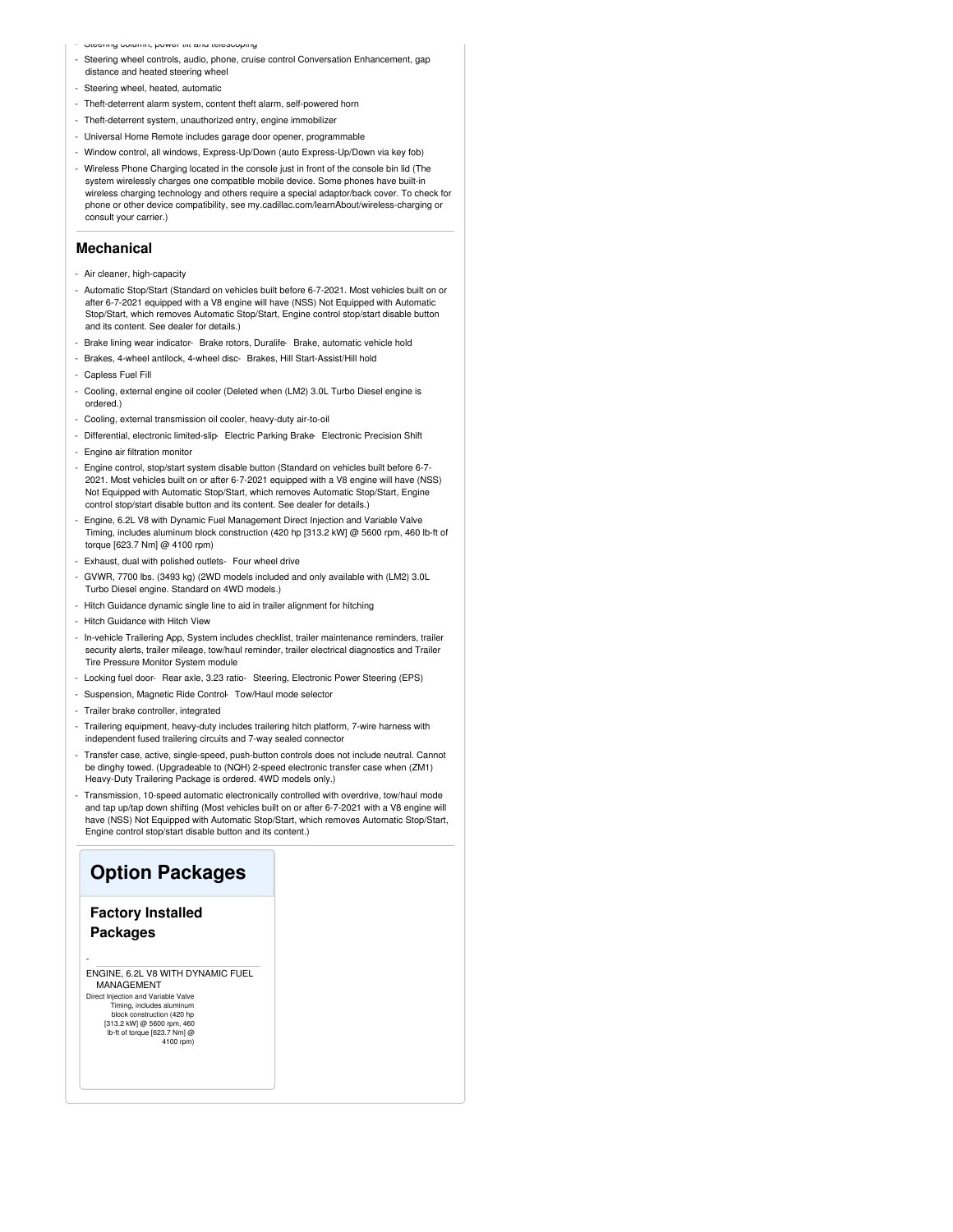- Steering column, power tilt and telescoping
- Steering wheel controls, audio, phone, cruise control Conversation Enhancement, gap distance and heated steering wheel
- Steering wheel, heated, automatic
- Theft-deterrent alarm system, content theft alarm, self-powered horn
- Theft-deterrent system, unauthorized entry, engine immobilizer
- Universal Home Remote includes garage door opener, programmable
- Window control, all windows, Express-Up/Down (auto Express-Up/Down via key fob)
- Wireless Phone Charging located in the console just in front of the console bin lid (The system wirelessly charges one compatible mobile device. Some phones have built-in wireless charging technology and others require a special adaptor/back cover. To check for phone or other device compatibility, see my.cadillac.com/learnAbout/wireless-charging or consult your carrier.)

## Mechanical

- Air cleaner, high-capacity
- Automatic Stop/Start (Standard on vehicles built before 6-7-2021. Most vehicles built on or after 6-7-2021 equipped with a V8 engine will have (NSS) Not Equipped with Automatic Stop/Start, which removes Automatic Stop/Start, Engine control stop/start disable button and its content. See dealer for details.)
- Brake lining wear indicator- Brake rotors, Duralife- Brake, automatic vehicle hold
- Brakes, 4-wheel antilock, 4-wheel disc- Brakes, Hill Start-Assist/Hill hold
- Capless Fuel Fill
- Cooling, external engine oil cooler (Deleted when (LM2) 3.0L Turbo Diesel engine is ordered.)
- Cooling, external transmission oil cooler, heavy-duty air-to-oil
- Differential, electronic limited-slip- Electric Parking Brake- Electronic Precision Shift
- Engine air filtration monitor
- Engine control, stop/start system disable button (Standard on vehicles built before 6-7-2021. Most vehicles built on or after 6-7-2021 equipped with a V8 engine will have (NSS) Not Equipped with Automatic Stop/Start, which removes Automatic Stop/Start, Engine control stop/start disable button and its content. See dealer for details.)
- Engine, 6.2L V8 with Dynamic Fuel Management Direct Injection and Variable Valve Timing, includes aluminum block construction (420 hp [313.2 kW] @ 5600 rpm, 460 lb-ft of torque [623.7 Nm] @ 4100 rpm)
- Exhaust, dual with polished outlets- Four wheel drive
- GVWR, 7700 lbs. (3493 kg) (2WD models included and only available with (LM2) 3.0L Turbo Diesel engine. Standard on 4WD models.)
- Hitch Guidance dynamic single line to aid in trailer alignment for hitching
- Hitch Guidance with Hitch View
- In-vehicle Trailering App, System includes checklist, trailer maintenance reminders, trailer security alerts, trailer mileage, tow/haul reminder, trailer electrical diagnostics and Trailer Tire Pressure Monitor System module
- Locking fuel door- Rear axle, 3.23 ratio- Steering, Electronic Power Steering (EPS)
- Suspension, Magnetic Ride Control- Tow/Haul mode selector
- Trailer brake controller, integrated
- Trailering equipment, heavy-duty includes trailering hitch platform, 7-wire harness with independent fused trailering circuits and 7-way sealed connector
- Transfer case, active, single-speed, push-button controls does not include neutral. Cannot be dinghy towed. (Upgradeable to (NQH) 2-speed electronic transfer case when (ZM1) Heavy-Duty Trailering Package is ordered. 4WD models only.)
- Transmission, 10-speed automatic electronically controlled with overdrive, tow/haul mode and tap up/tap down shifting (Most vehicles built on or after 6-7-2021 with a V8 engine will have (NSS) Not Equipped with Automatic Stop/Start, which removes Automatic Stop/Start, Engine control stop/start disable button and its content.)

# Option Packages

## Factory Installed Packages

- ENGINE, 6.2L V8 WITH DYNAMIC FUEL MANAGEMENT

Direct Injection and Variable Valve Timing, includes aluminum block construction (420 hp [313.2 kW] @ 5600 rpm, 460 lb-ft of torque [623.7 Nm] @ 4100 rpm)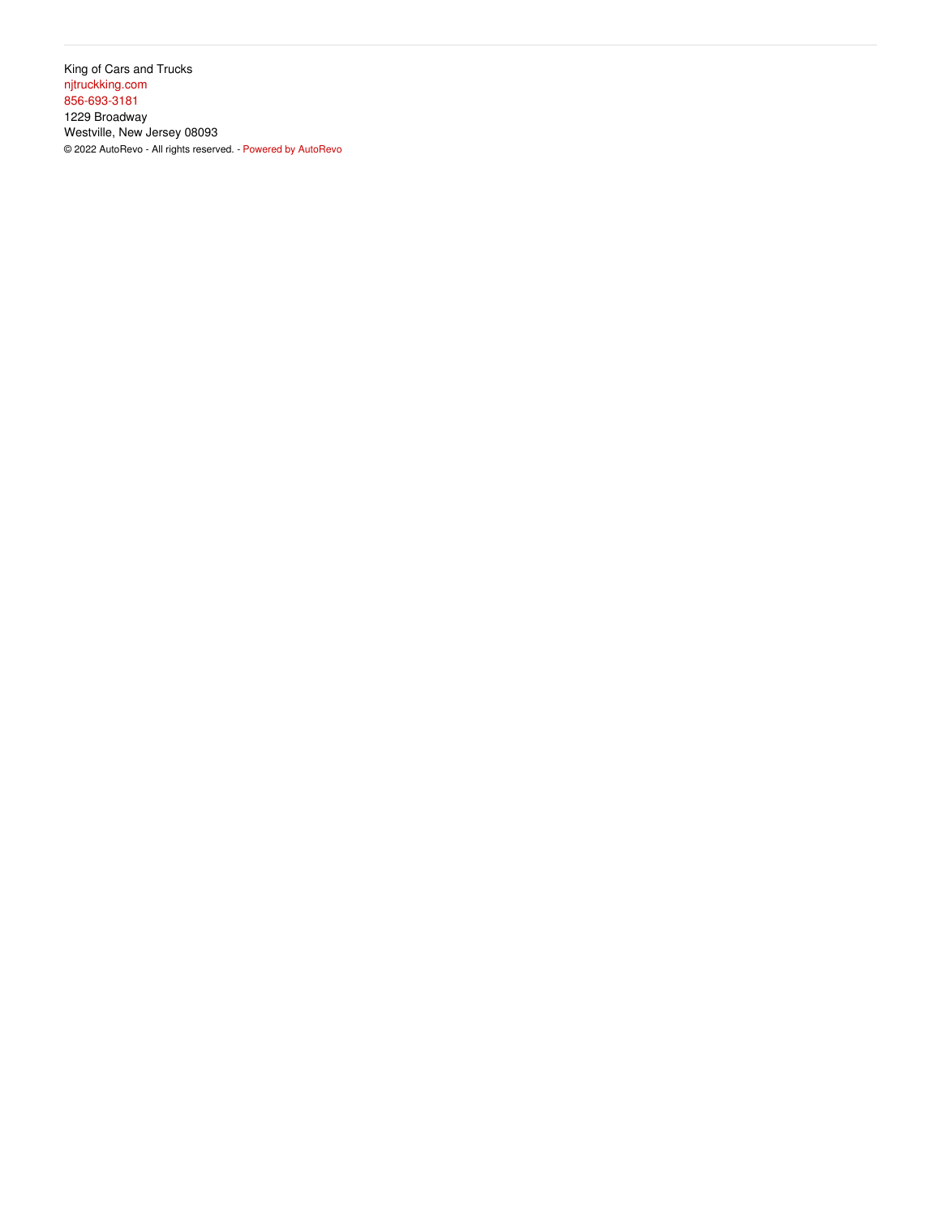King of Cars and Trucks
njtruckking.com
856-693-3181
1229 Broadway
Westville, New Jersey 08093
© 2022 AutoRevo - All rights reserved. - Powered by AutoRevo